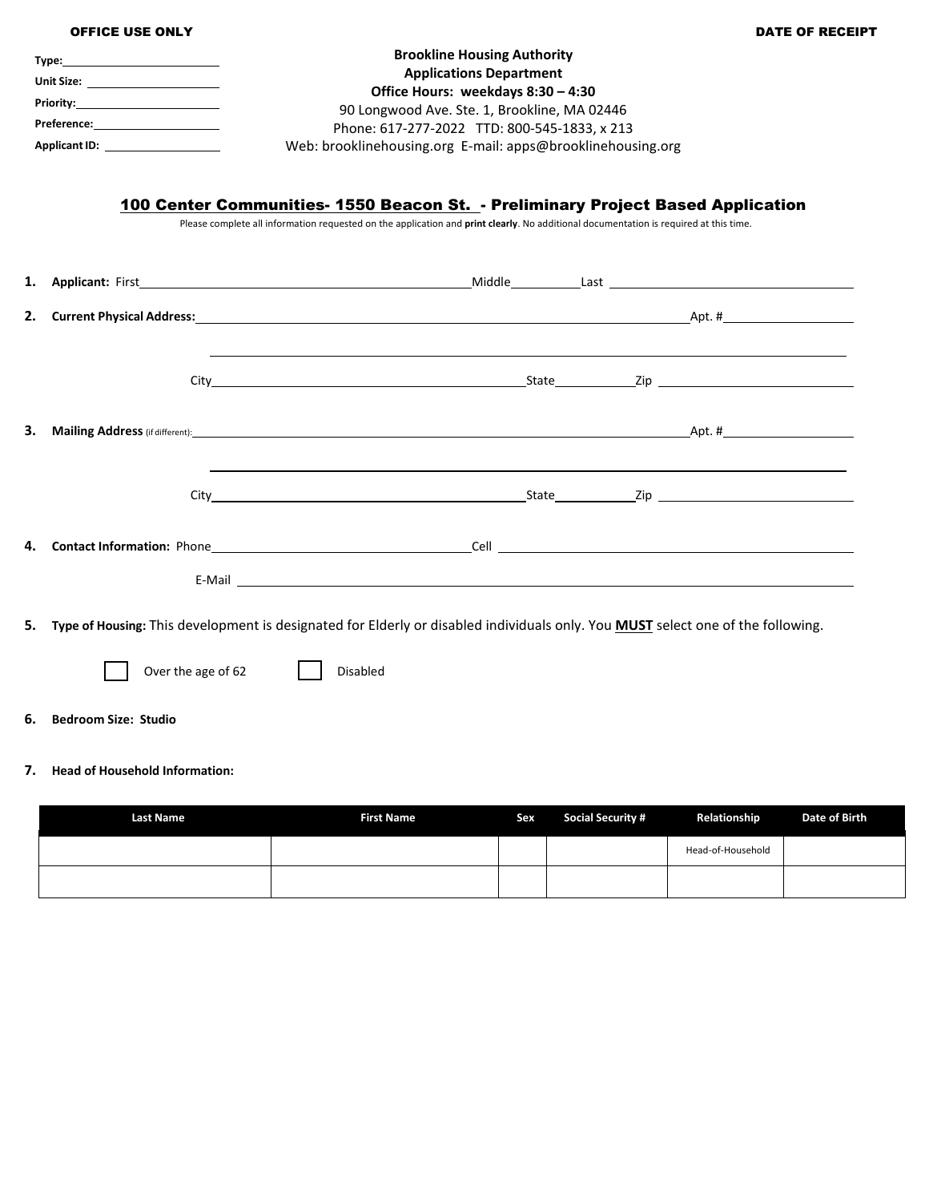**OFFICE USE ONLY** **DATE OF RECEIPT**

**Type:** ____________________

**Unit Size:** ____________________

**Priority:** ____________________

**Preference:** ____________________

**Applicant ID:** ____________________

**Brooklyn Housing Authority**
**Applications Department**
**Office Hours: weekdays 8:30 – 4:30**
90 Longwood Ave. Ste. 1, Brookline, MA 02446
Phone: 617-277-2022 TTD: 800-545-1833, x 213
Web: brooklinehousing.org E-mail: apps@brooklinehousing.org

## 100 Center Communities- 1550 Beacon St. - Preliminary Project Based Application

Please complete all information requested on the application and **print clearly**. No additional documentation is required at this time.

1. **Applicant:** First____________________ Middle__________ Last____________________

2. **Current Physical Address:** ________________________________________ Apt. #__________

   ________________________________________

   City____________________ State__________ Zip__________

3. **Mailing Address** (if different): ________________________________________ Apt. #__________

   ________________________________________

   City____________________ State__________ Zip__________

4. **Contact Information:** Phone____________________ Cell____________________

   E-Mail ________________________________________

5. **Type of Housing:** This development is designated for Elderly or disabled individuals only. You **MUST** select one of the following.

   ☐ Over the age of 62 ☐ Disabled

6. **Bedroom Size: Studio**

7. **Head of Household Information:**

| Last Name | First Name | Sex | Social Security # | Relationship | Date of Birth |
|---|---|---|---|---|---|
| | | | | Head-of-Household | |
| | | | | | |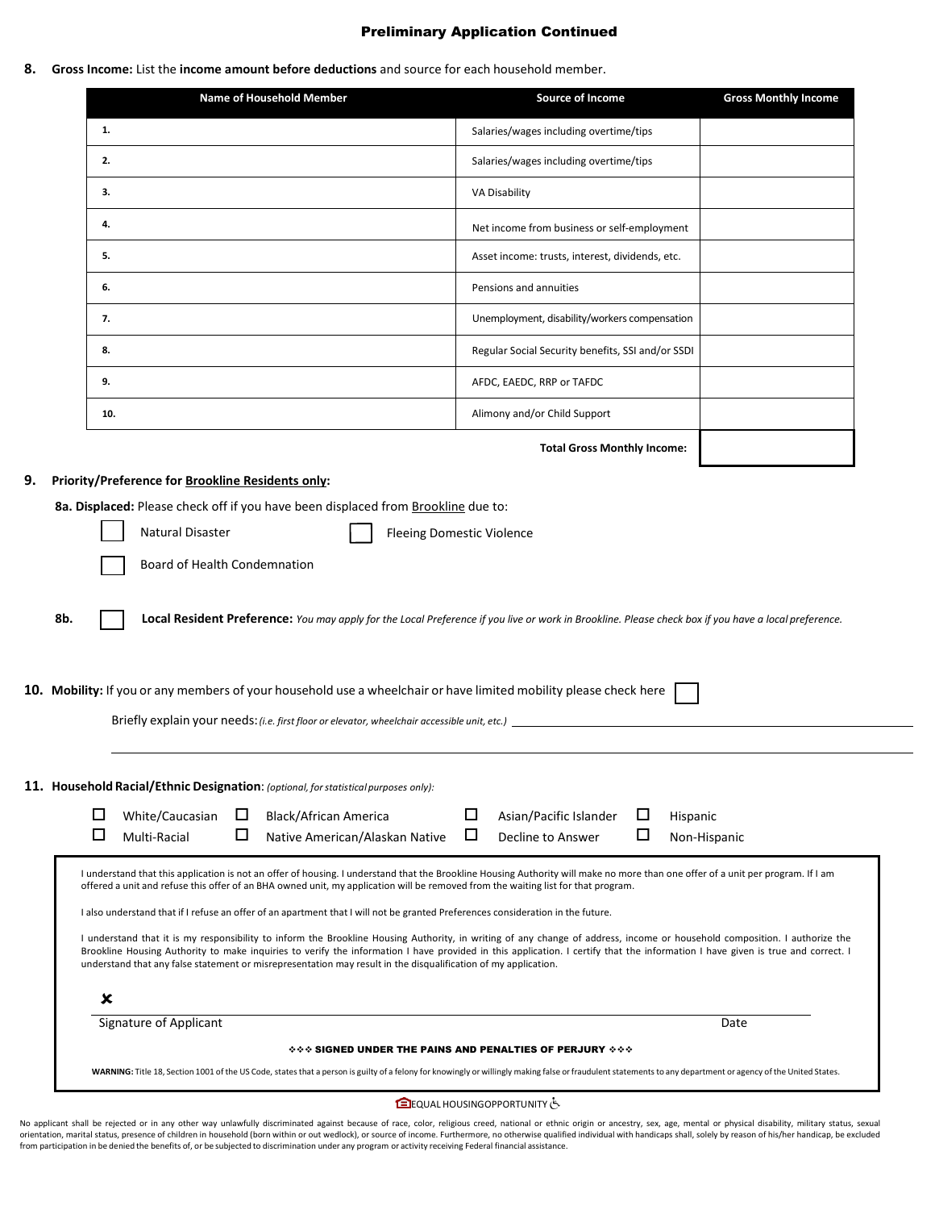## Preliminary Application Continued

**8. Gross Income:** List the **income amount before deductions** and source for each household member.

| Name of Household Member | Source of Income | Gross Monthly Income |
|---|---|---|
| 1. | Salaries/wages including overtime/tips | |
| 2. | Salaries/wages including overtime/tips | |
| 3. | VA Disability | |
| 4. | Net income from business or self-employment | |
| 5. | Asset income: trusts, interest, dividends, etc. | |
| 6. | Pensions and annuities | |
| 7. | Unemployment, disability/workers compensation | |
| 8. | Regular Social Security benefits, SSI and/or SSDI | |
| 9. | AFDC, EAEDC, RRP or TAFDC | |
| 10. | Alimony and/or Child Support | |
| | **Total Gross Monthly Income:** | |

**9. Priority/Preference for Brookline Residents only:**

**8a. Displaced:** Please check off if you have been displaced from Brookline due to:

- ☐ Natural Disaster
- ☐ Fleeing Domestic Violence
- ☐ Board of Health Condemnation

**8b.** ☐ **Local Resident Preference:** *You may apply for the Local Preference if you live or work in Brookline. Please check box if you have a local preference.*

**10. Mobility:** If you or any members of your household use a wheelchair or have limited mobility please check here ☐

Briefly explain your needs: *(i.e. first floor or elevator, wheelchair accessible unit, etc.)* ____________________

____________________

**11. Household Racial/Ethnic Designation**: *(optional, for statistical purposes only)*:

- ☐ White/Caucasian
- ☐ Black/African America
- ☐ Asian/Pacific Islander
- ☐ Hispanic
- ☐ Multi-Racial
- ☐ Native American/Alaskan Native
- ☐ Decline to Answer
- ☐ Non-Hispanic

I understand that this application is not an offer of housing. I understand that the Brookline Housing Authority will make no more than one offer of a unit per program. If I am offered a unit and refuse this offer of an BHA owned unit, my application will be removed from the waiting list for that program.

I also understand that if I refuse an offer of an apartment that I will not be granted Preferences consideration in the future.

I understand that it is my responsibility to inform the Brookline Housing Authority, in writing of any change of address, income or household composition. I authorize the Brookline Housing Authority to make inquiries to verify the information I have provided in this application. I certify that the information I have given is true and correct. I understand that any false statement or misrepresentation may result in the disqualification of my application.

✘ ____________________

Signature of Applicant Date

**❖❖❖ SIGNED UNDER THE PAINS AND PENALTIES OF PERJURY ❖❖❖**

**WARNING:** Title 18, Section 1001 of the US Code, states that a person is guilty of a felony for knowingly or willingly making false or fraudulent statements to any department or agency of the United States.

EQUAL HOUSING OPPORTUNITY

No applicant shall be rejected or in any other way unlawfully discriminated against because of race, color, religious creed, national or ethnic origin or ancestry, sex, age, mental or physical disability, military status, sexual orientation, marital status, presence of children in household (born within or out wedlock), or source of income. Furthermore, no otherwise qualified individual with handicaps shall, solely by reason of his/her handicap, be excluded from participation in be denied the benefits of, or be subjected to discrimination under any program or activity receiving Federal financial assistance.